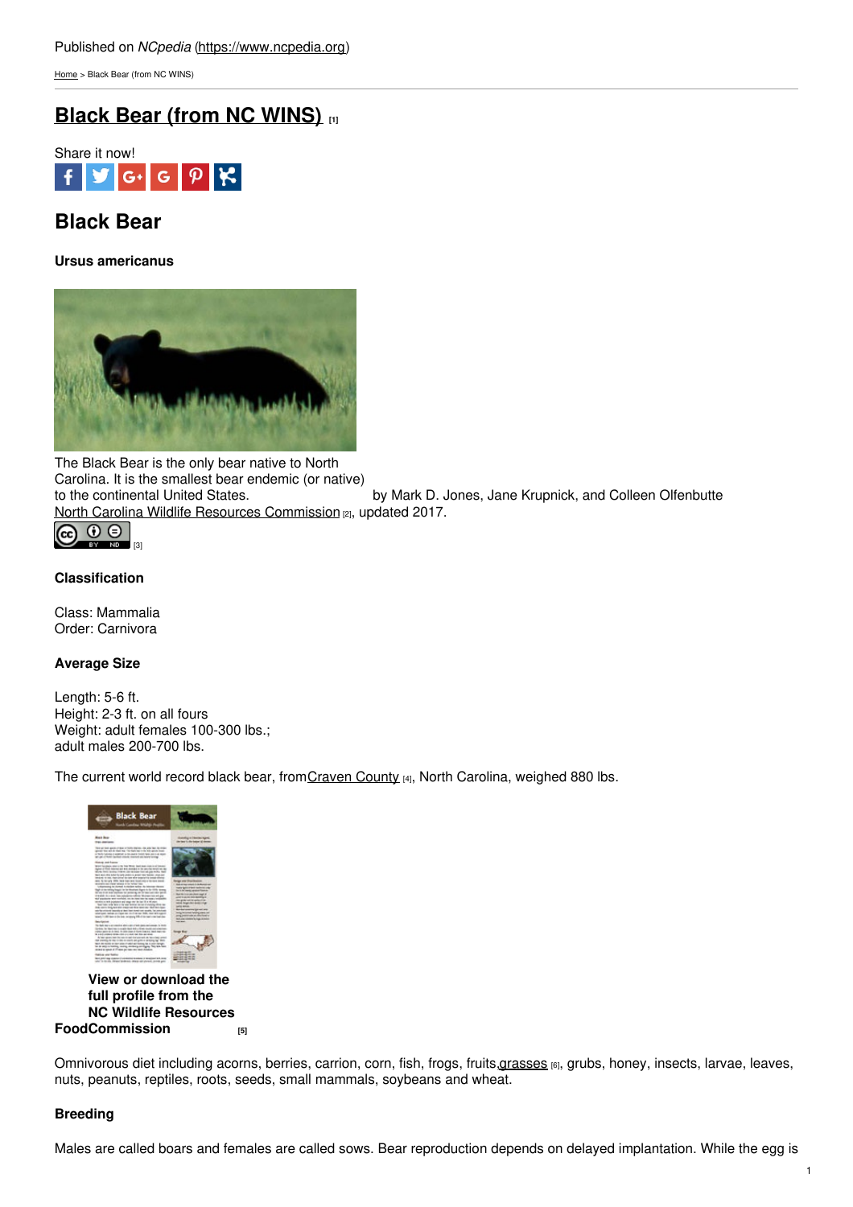Published on *NCpedia* (https://www.ncpedia.org)

Home > Black Bear (from NC WINS)

# Black Bear (from NC WINS) [1]

Share it now!

## Black Bear

#### Ursus americanus

The Black Bear is the only bear native to North Carolina. It is the smallest bear endemic (or native) to the continental United States.

by Mark D. Jones, Jane Krupnick, and Colleen Olfenbutte

North Carolina Wildlife Resources Commission [2], updated 2017.

[3]

#### Classification

Class: Mammalia
Order: Carnivora

#### Average Size

Length: 5-6 ft.
Height: 2-3 ft. on all fours
Weight: adult females 100-300 lbs.;
adult males 200-700 lbs.

The current world record black bear, from Craven County [4], North Carolina, weighed 880 lbs.

**View or download the full profile from the NC Wildlife Resources Commission** [5]

**Food**

Omnivorous diet including acorns, berries, carrion, corn, fish, frogs, fruits, grasses [6], grubs, honey, insects, larvae, leaves, nuts, peanuts, reptiles, roots, seeds, small mammals, soybeans and wheat.

#### Breeding

Males are called boars and females are called sows. Bear reproduction depends on delayed implantation. While the egg is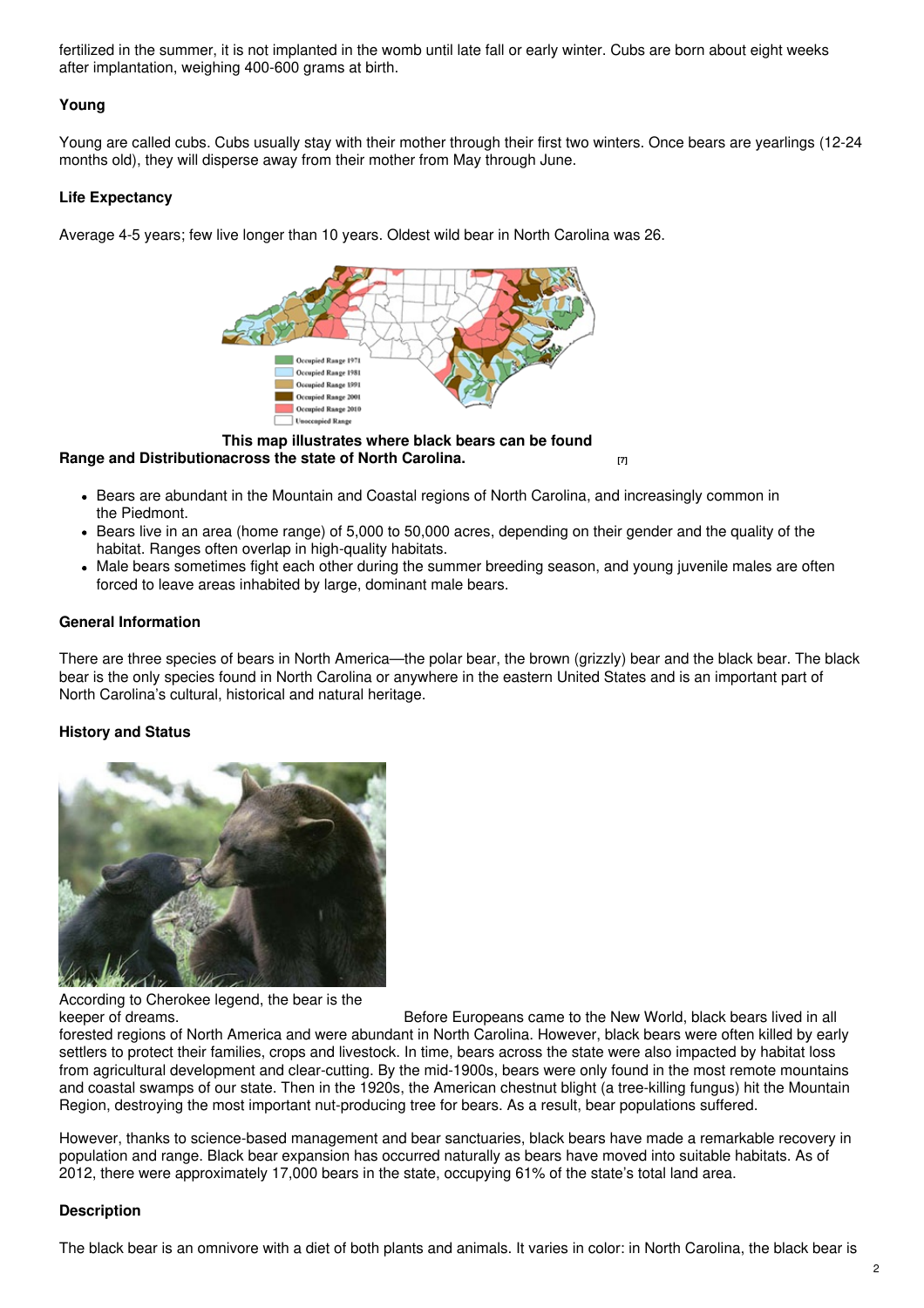fertilized in the summer, it is not implanted in the womb until late fall or early winter. Cubs are born about eight weeks after implantation, weighing 400-600 grams at birth.

### Young

Young are called cubs. Cubs usually stay with their mother through their first two winters. Once bears are yearlings (12-24 months old), they will disperse away from their mother from May through June.

### Life Expectancy

Average 4-5 years; few live longer than 10 years. Oldest wild bear in North Carolina was 26.

**This map illustrates where black bears can be found across the state of North Carolina.** [7]

### Range and Distribution

- Bears are abundant in the Mountain and Coastal regions of North Carolina, and increasingly common in the Piedmont.
- Bears live in an area (home range) of 5,000 to 50,000 acres, depending on their gender and the quality of the habitat. Ranges often overlap in high-quality habitats.
- Male bears sometimes fight each other during the summer breeding season, and young juvenile males are often forced to leave areas inhabited by large, dominant male bears.

### General Information

There are three species of bears in North America—the polar bear, the brown (grizzly) bear and the black bear. The black bear is the only species found in North Carolina or anywhere in the eastern United States and is an important part of North Carolina's cultural, historical and natural heritage.

### History and Status

According to Cherokee legend, the bear is the keeper of dreams.

Before Europeans came to the New World, black bears lived in all forested regions of North America and were abundant in North Carolina. However, black bears were often killed by early settlers to protect their families, crops and livestock. In time, bears across the state were also impacted by habitat loss from agricultural development and clear-cutting. By the mid-1900s, bears were only found in the most remote mountains and coastal swamps of our state. Then in the 1920s, the American chestnut blight (a tree-killing fungus) hit the Mountain Region, destroying the most important nut-producing tree for bears. As a result, bear populations suffered.

However, thanks to science-based management and bear sanctuaries, black bears have made a remarkable recovery in population and range. Black bear expansion has occurred naturally as bears have moved into suitable habitats. As of 2012, there were approximately 17,000 bears in the state, occupying 61% of the state's total land area.

### Description

The black bear is an omnivore with a diet of both plants and animals. It varies in color: in North Carolina, the black bear is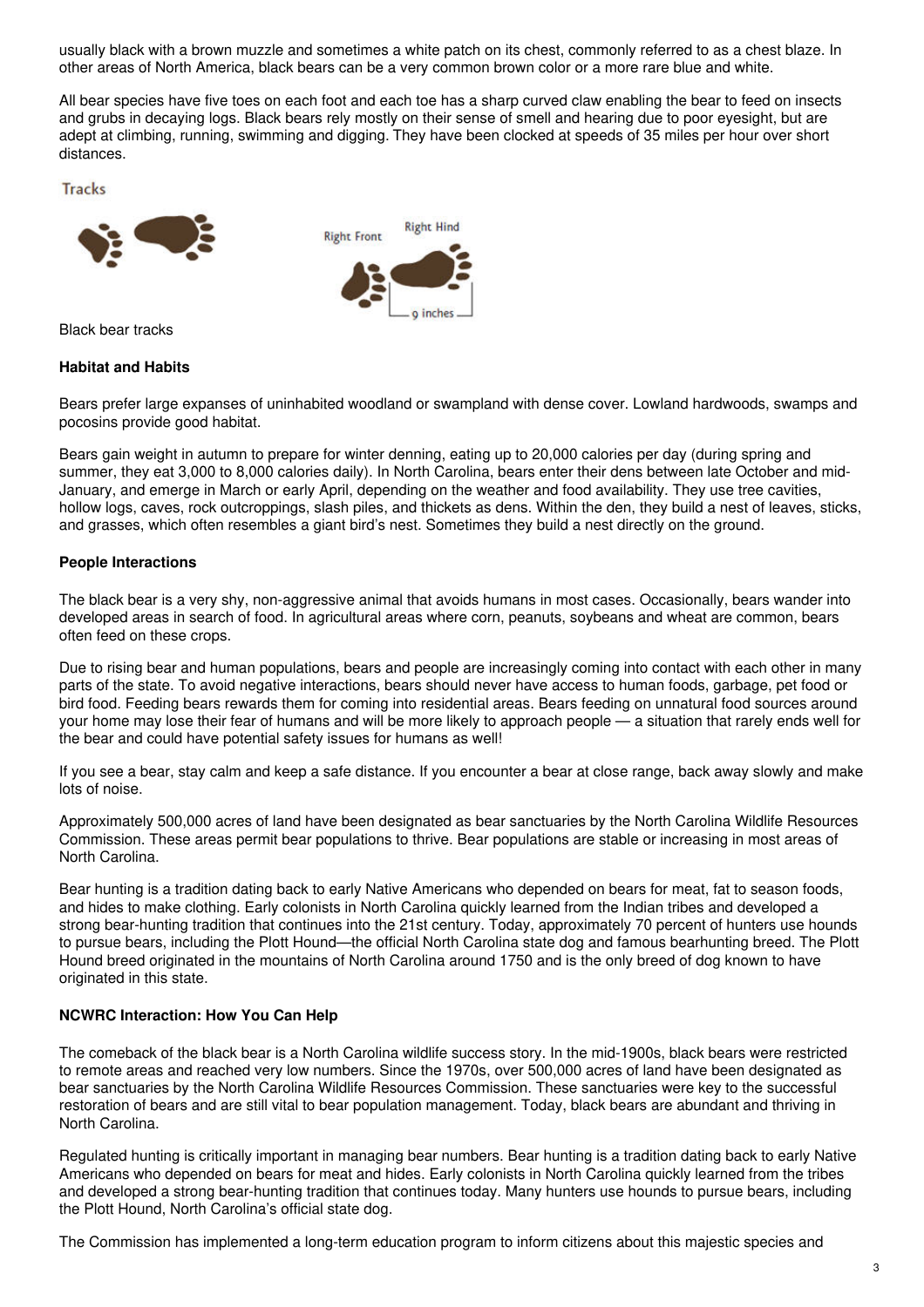usually black with a brown muzzle and sometimes a white patch on its chest, commonly referred to as a chest blaze. In other areas of North America, black bears can be a very common brown color or a more rare blue and white.

All bear species have five toes on each foot and each toe has a sharp curved claw enabling the bear to feed on insects and grubs in decaying logs. Black bears rely mostly on their sense of smell and hearing due to poor eyesight, but are adept at climbing, running, swimming and digging. They have been clocked at speeds of 35 miles per hour over short distances.

Tracks

Right Front Right Hind

9 inches

Black bear tracks

**Habitat and Habits**

Bears prefer large expanses of uninhabited woodland or swampland with dense cover. Lowland hardwoods, swamps and pocosins provide good habitat.

Bears gain weight in autumn to prepare for winter denning, eating up to 20,000 calories per day (during spring and summer, they eat 3,000 to 8,000 calories daily). In North Carolina, bears enter their dens between late October and mid-January, and emerge in March or early April, depending on the weather and food availability. They use tree cavities, hollow logs, caves, rock outcroppings, slash piles, and thickets as dens. Within the den, they build a nest of leaves, sticks, and grasses, which often resembles a giant bird's nest. Sometimes they build a nest directly on the ground.

**People Interactions**

The black bear is a very shy, non-aggressive animal that avoids humans in most cases. Occasionally, bears wander into developed areas in search of food. In agricultural areas where corn, peanuts, soybeans and wheat are common, bears often feed on these crops.

Due to rising bear and human populations, bears and people are increasingly coming into contact with each other in many parts of the state. To avoid negative interactions, bears should never have access to human foods, garbage, pet food or bird food. Feeding bears rewards them for coming into residential areas. Bears feeding on unnatural food sources around your home may lose their fear of humans and will be more likely to approach people — a situation that rarely ends well for the bear and could have potential safety issues for humans as well!

If you see a bear, stay calm and keep a safe distance. If you encounter a bear at close range, back away slowly and make lots of noise.

Approximately 500,000 acres of land have been designated as bear sanctuaries by the North Carolina Wildlife Resources Commission. These areas permit bear populations to thrive. Bear populations are stable or increasing in most areas of North Carolina.

Bear hunting is a tradition dating back to early Native Americans who depended on bears for meat, fat to season foods, and hides to make clothing. Early colonists in North Carolina quickly learned from the Indian tribes and developed a strong bear-hunting tradition that continues into the 21st century. Today, approximately 70 percent of hunters use hounds to pursue bears, including the Plott Hound—the official North Carolina state dog and famous bearhunting breed. The Plott Hound breed originated in the mountains of North Carolina around 1750 and is the only breed of dog known to have originated in this state.

**NCWRC Interaction: How You Can Help**

The comeback of the black bear is a North Carolina wildlife success story. In the mid-1900s, black bears were restricted to remote areas and reached very low numbers. Since the 1970s, over 500,000 acres of land have been designated as bear sanctuaries by the North Carolina Wildlife Resources Commission. These sanctuaries were key to the successful restoration of bears and are still vital to bear population management. Today, black bears are abundant and thriving in North Carolina.

Regulated hunting is critically important in managing bear numbers. Bear hunting is a tradition dating back to early Native Americans who depended on bears for meat and hides. Early colonists in North Carolina quickly learned from the tribes and developed a strong bear-hunting tradition that continues today. Many hunters use hounds to pursue bears, including the Plott Hound, North Carolina's official state dog.

The Commission has implemented a long-term education program to inform citizens about this majestic species and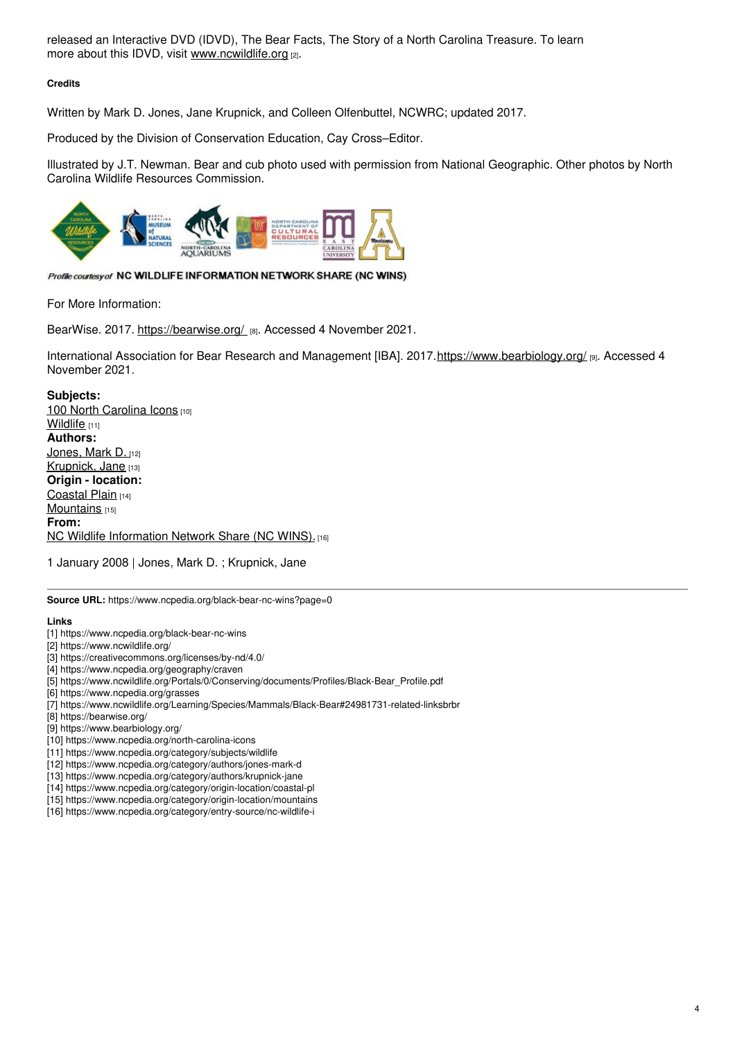released an Interactive DVD (IDVD), The Bear Facts, The Story of a North Carolina Treasure. To learn more about this IDVD, visit [www.ncwildlife.org](https://www.ncwildlife.org/) [2].

#### Credits

Written by Mark D. Jones, Jane Krupnick, and Colleen Olfenbuttel, NCWRC; updated 2017.

Produced by the Division of Conservation Education, Cay Cross–Editor.

Illustrated by J.T. Newman. Bear and cub photo used with permission from National Geographic. Other photos by North Carolina Wildlife Resources Commission.

*Profile courtesy of* **NC WILDLIFE INFORMATION NETWORK SHARE (NC WINS)**

For More Information:

BearWise. 2017. https://bearwise.org/ [8]. Accessed 4 November 2021.

International Association for Bear Research and Management [IBA]. 2017. https://www.bearbiology.org/ [9]. Accessed 4 November 2021.

**Subjects:**
100 North Carolina Icons [10]
Wildlife [11]
**Authors:**
Jones, Mark D. [12]
Krupnick, Jane [13]
**Origin - location:**
Coastal Plain [14]
Mountains [15]
**From:**
NC Wildlife Information Network Share (NC WINS). [16]

1 January 2008 | Jones, Mark D. ; Krupnick, Jane

**Source URL:** https://www.ncpedia.org/black-bear-nc-wins?page=0

**Links**
[1] https://www.ncpedia.org/black-bear-nc-wins
[2] https://www.ncwildlife.org/
[3] https://creativecommons.org/licenses/by-nd/4.0/
[4] https://www.ncpedia.org/geography/craven
[5] https://www.ncwildlife.org/Portals/0/Conserving/documents/Profiles/Black-Bear_Profile.pdf
[6] https://www.ncpedia.org/grasses
[7] https://www.ncwildlife.org/Learning/Species/Mammals/Black-Bear#24981731-related-linksbrbr
[8] https://bearwise.org/
[9] https://www.bearbiology.org/
[10] https://www.ncpedia.org/north-carolina-icons
[11] https://www.ncpedia.org/category/subjects/wildlife
[12] https://www.ncpedia.org/category/authors/jones-mark-d
[13] https://www.ncpedia.org/category/authors/krupnick-jane
[14] https://www.ncpedia.org/category/origin-location/coastal-pl
[15] https://www.ncpedia.org/category/origin-location/mountains
[16] https://www.ncpedia.org/category/entry-source/nc-wildlife-i